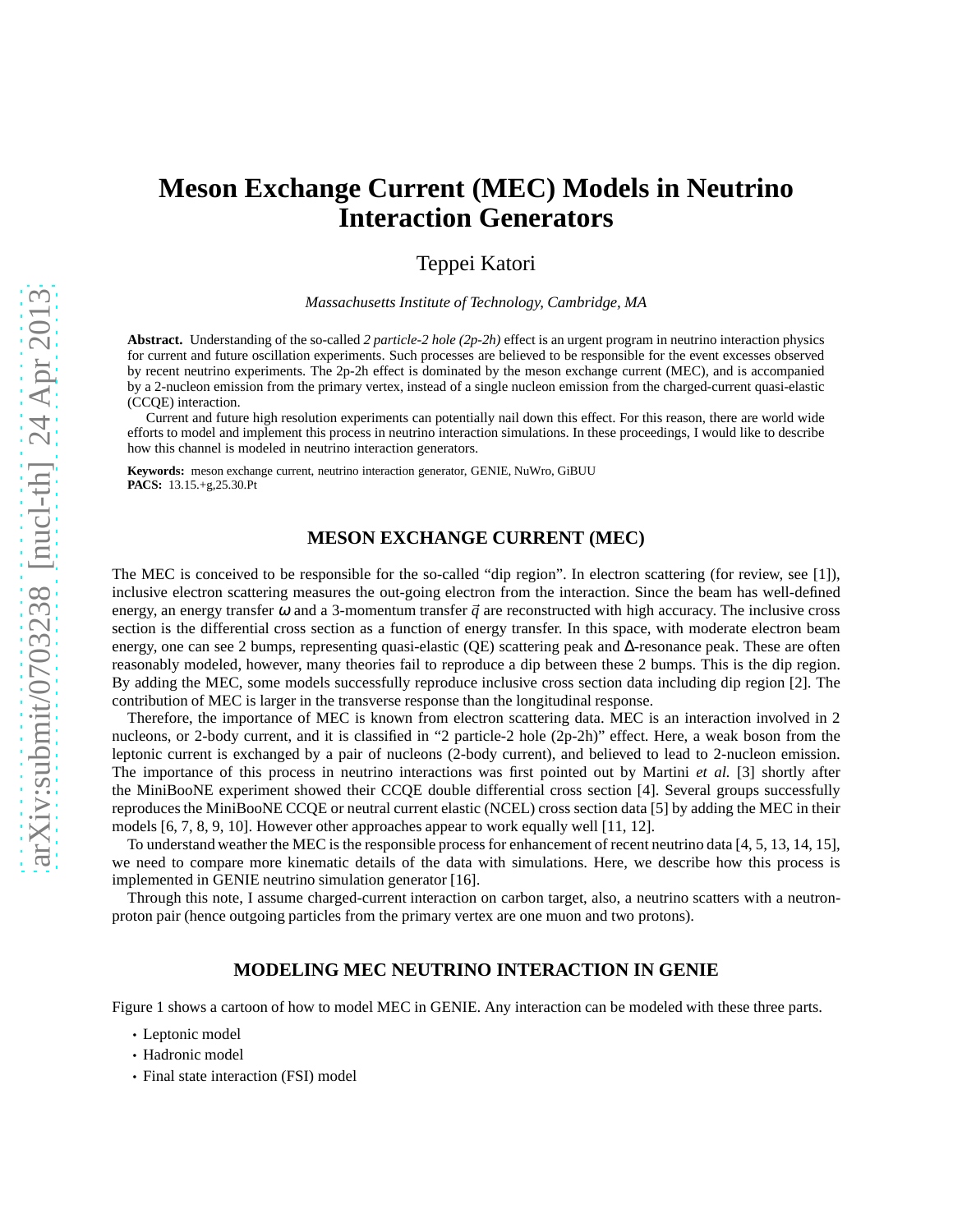# Meson Exchange Current (MEC) Models in Neutrino Interaction Generators

Teppei Katori

*Massachusetts Institute of Technology, Cambridge, MA*

**Abstract.** Understanding of the so-called *2 particle-2 hole (2p-2h)* effect is an urgent program in neutrino interaction physics for current and future oscillation experiments. Such processes are believed to be responsible for the event excesses observed by recent neutrino experiments. The 2p-2h effect is dominated by the meson exchange current (MEC), and is accompanied by a 2-nucleon emission from the primary vertex, instead of a single nucleon emission from the charged-current quasi-elastic (CCQE) interaction.

Current and future high resolution experiments can potentially nail down this effect. For this reason, there are world wide efforts to model and implement this process in neutrino interaction simulations. In these proceedings, I would like to describe how this channel is modeled in neutrino interaction generators.

**Keywords:** meson exchange current, neutrino interaction generator, GENIE, NuWro, GiBUU
**PACS:** 13.15.+g,25.30.Pt

## MESON EXCHANGE CURRENT (MEC)

The MEC is conceived to be responsible for the so-called "dip region". In electron scattering (for review, see [1]), inclusive electron scattering measures the out-going electron from the interaction. Since the beam has well-defined energy, an energy transfer $\omega$ and a 3-momentum transfer $\vec{q}$ are reconstructed with high accuracy. The inclusive cross section is the differential cross section as a function of energy transfer. In this space, with moderate electron beam energy, one can see 2 bumps, representing quasi-elastic (QE) scattering peak and $\Delta$-resonance peak. These are often reasonably modeled, however, many theories fail to reproduce a dip between these 2 bumps. This is the dip region. By adding the MEC, some models successfully reproduce inclusive cross section data including dip region [2]. The contribution of MEC is larger in the transverse response than the longitudinal response.

Therefore, the importance of MEC is known from electron scattering data. MEC is an interaction involved in 2 nucleons, or 2-body current, and it is classified in "2 particle-2 hole (2p-2h)" effect. Here, a weak boson from the leptonic current is exchanged by a pair of nucleons (2-body current), and believed to lead to 2-nucleon emission. The importance of this process in neutrino interactions was first pointed out by Martini *et al.* [3] shortly after the MiniBooNE experiment showed their CCQE double differential cross section [4]. Several groups successfully reproduces the MiniBooNE CCQE or neutral current elastic (NCEL) cross section data [5] by adding the MEC in their models [6, 7, 8, 9, 10]. However other approaches appear to work equally well [11, 12].

To understand weather the MEC is the responsible process for enhancement of recent neutrino data [4, 5, 13, 14, 15], we need to compare more kinematic details of the data with simulations. Here, we describe how this process is implemented in GENIE neutrino simulation generator [16].

Through this note, I assume charged-current interaction on carbon target, also, a neutrino scatters with a neutron-proton pair (hence outgoing particles from the primary vertex are one muon and two protons).

## MODELING MEC NEUTRINO INTERACTION IN GENIE

Figure 1 shows a cartoon of how to model MEC in GENIE. Any interaction can be modeled with these three parts.

- Leptonic model
- Hadronic model
- Final state interaction (FSI) model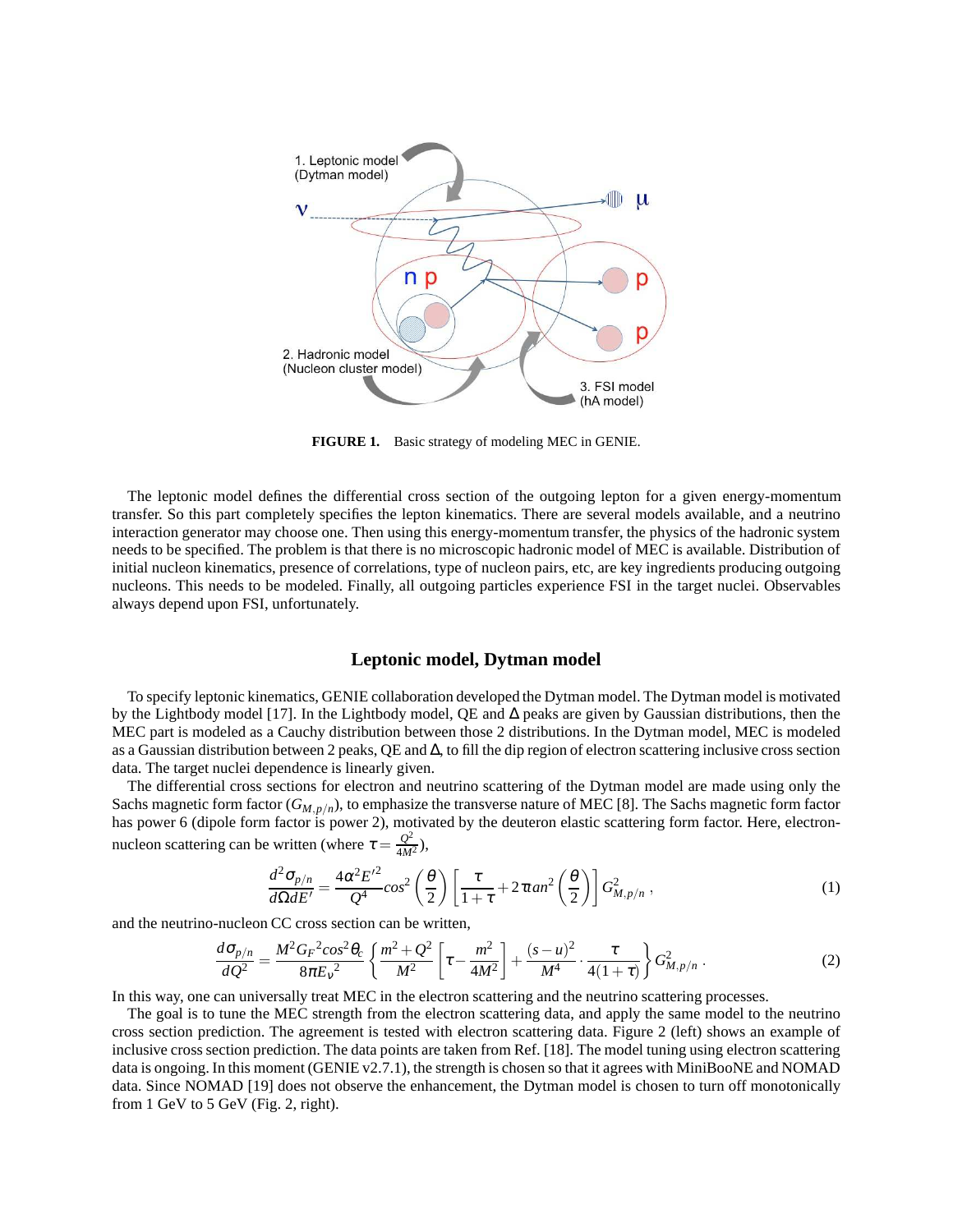FIGURE 1. Basic strategy of modeling MEC in GENIE.

The leptonic model defines the differential cross section of the outgoing lepton for a given energy-momentum transfer. So this part completely specifies the lepton kinematics. There are several models available, and a neutrino interaction generator may choose one. Then using this energy-momentum transfer, the physics of the hadronic system needs to be specified. The problem is that there is no microscopic hadronic model of MEC is available. Distribution of initial nucleon kinematics, presence of correlations, type of nucleon pairs, etc, are key ingredients producing outgoing nucleons. This needs to be modeled. Finally, all outgoing particles experience FSI in the target nuclei. Observables always depend upon FSI, unfortunately.

## Leptonic model, Dytman model

To specify leptonic kinematics, GENIE collaboration developed the Dytman model. The Dytman model is motivated by the Lightbody model [17]. In the Lightbody model, QE and $\Delta$ peaks are given by Gaussian distributions, then the MEC part is modeled as a Cauchy distribution between those 2 distributions. In the Dytman model, MEC is modeled as a Gaussian distribution between 2 peaks, QE and $\Delta$, to fill the dip region of electron scattering inclusive cross section data. The target nuclei dependence is linearly given.

The differential cross sections for electron and neutrino scattering of the Dytman model are made using only the Sachs magnetic form factor ($G_{M,p/n}$), to emphasize the transverse nature of MEC [8]. The Sachs magnetic form factor has power 6 (dipole form factor is power 2), motivated by the deuteron elastic scattering form factor. Here, electron-nucleon scattering can be written (where $\tau = \frac{Q^2}{4M^2}$),

$$\frac{d^2\sigma_{p/n}}{d\Omega dE'} = \frac{4\alpha^2 E'^2}{Q^4} cos^2\left(\frac{\theta}{2}\right)\left[\frac{\tau}{1+\tau} + 2\tau an^2\left(\frac{\theta}{2}\right)\right] G^2_{M,p/n} \,, \tag{1}$$

and the neutrino-nucleon CC cross section can be written,

$$\frac{d\sigma_{p/n}}{dQ^2} = \frac{M^2 G_F{}^2 cos^2\theta_c}{8\pi E_\nu{}^2}\left\{\frac{m^2+Q^2}{M^2}\left[\tau - \frac{m^2}{4M^2}\right] + \frac{(s-u)^2}{M^4}\cdot\frac{\tau}{4(1+\tau)}\right\} G^2_{M,p/n} \,. \tag{2}$$

In this way, one can universally treat MEC in the electron scattering and the neutrino scattering processes.

The goal is to tune the MEC strength from the electron scattering data, and apply the same model to the neutrino cross section prediction. The agreement is tested with electron scattering data. Figure 2 (left) shows an example of inclusive cross section prediction. The data points are taken from Ref. [18]. The model tuning using electron scattering data is ongoing. In this moment (GENIE v2.7.1), the strength is chosen so that it agrees with MiniBooNE and NOMAD data. Since NOMAD [19] does not observe the enhancement, the Dytman model is chosen to turn off monotonically from 1 GeV to 5 GeV (Fig. 2, right).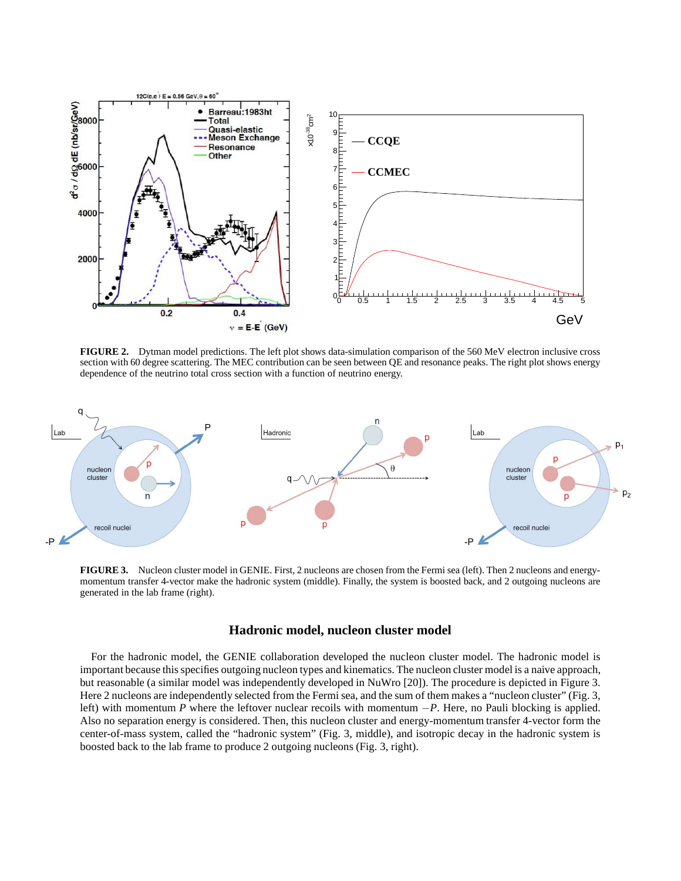**FIGURE 2.** Dytman model predictions. The left plot shows data-simulation comparison of the 560 MeV electron inclusive cross section with 60 degree scattering. The MEC contribution can be seen between QE and resonance peaks. The right plot shows energy dependence of the neutrino total cross section with a function of neutrino energy.

**FIGURE 3.** Nucleon cluster model in GENIE. First, 2 nucleons are chosen from the Fermi sea (left). Then 2 nucleons and energy-momentum transfer 4-vector make the hadronic system (middle). Finally, the system is boosted back, and 2 outgoing nucleons are generated in the lab frame (right).

## Hadronic model, nucleon cluster model

For the hadronic model, the GENIE collaboration developed the nucleon cluster model. The hadronic model is important because this specifies outgoing nucleon types and kinematics. The nucleon cluster model is a naive approach, but reasonable (a similar model was independently developed in NuWro [20]). The procedure is depicted in Figure 3. Here 2 nucleons are independently selected from the Fermi sea, and the sum of them makes a "nucleon cluster" (Fig. 3, left) with momentum $P$ where the leftover nuclear recoils with momentum $-P$. Here, no Pauli blocking is applied. Also no separation energy is considered. Then, this nucleon cluster and energy-momentum transfer 4-vector form the center-of-mass system, called the "hadronic system" (Fig. 3, middle), and isotropic decay in the hadronic system is boosted back to the lab frame to produce 2 outgoing nucleons (Fig. 3, right).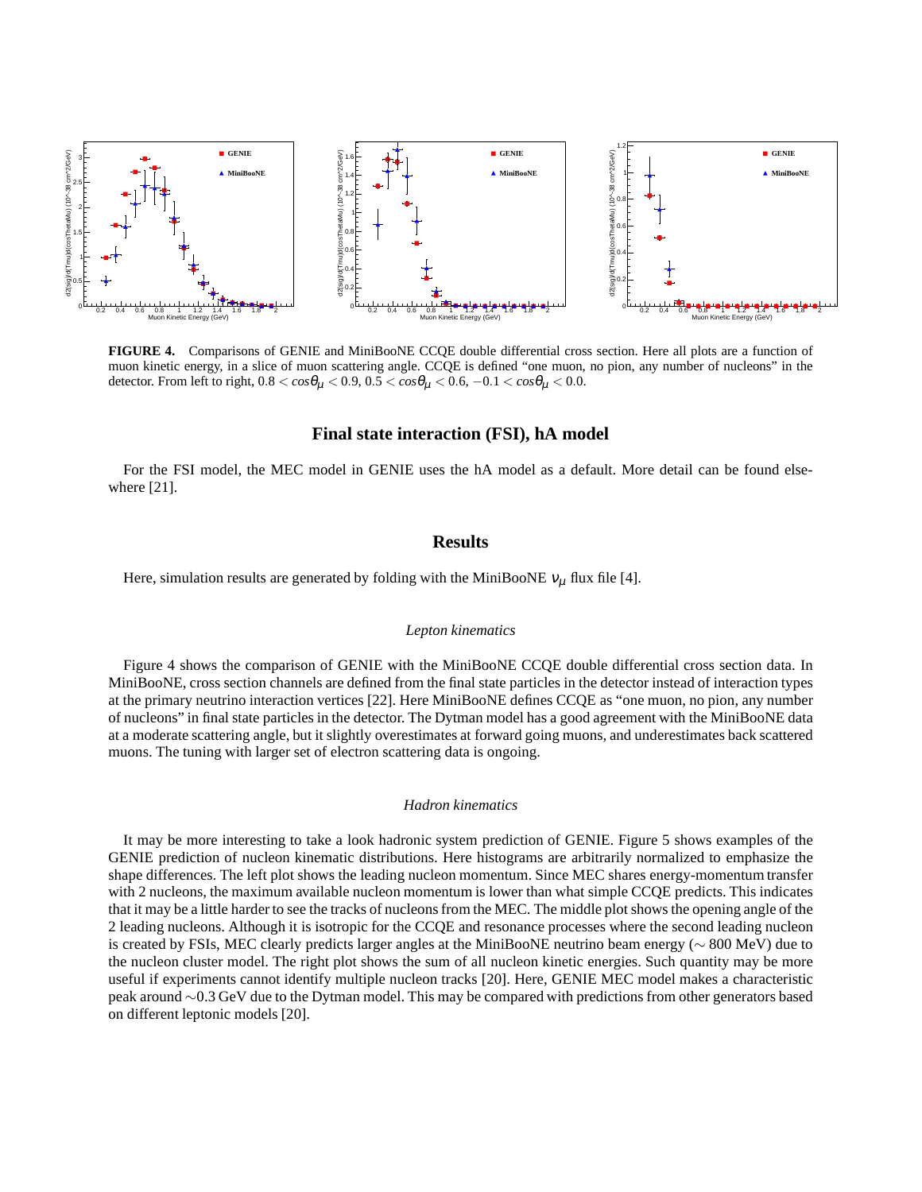**FIGURE 4.** Comparisons of GENIE and MiniBooNE CCQE double differential cross section. Here all plots are a function of muon kinetic energy, in a slice of muon scattering angle. CCQE is defined "one muon, no pion, any number of nucleons" in the detector. From left to right, $0.8 < cos\theta_\mu < 0.9$, $0.5 < cos\theta_\mu < 0.6$, $-0.1 < cos\theta_\mu < 0.0$.

## Final state interaction (FSI), hA model

For the FSI model, the MEC model in GENIE uses the hA model as a default. More detail can be found elsewhere [21].

## Results

Here, simulation results are generated by folding with the MiniBooNE $\nu_\mu$ flux file [4].

### *Lepton kinematics*

Figure 4 shows the comparison of GENIE with the MiniBooNE CCQE double differential cross section data. In MiniBooNE, cross section channels are defined from the final state particles in the detector instead of interaction types at the primary neutrino interaction vertices [22]. Here MiniBooNE defines CCQE as "one muon, no pion, any number of nucleons" in final state particles in the detector. The Dytman model has a good agreement with the MiniBooNE data at a moderate scattering angle, but it slightly overestimates at forward going muons, and underestimates back scattered muons. The tuning with larger set of electron scattering data is ongoing.

### *Hadron kinematics*

It may be more interesting to take a look hadronic system prediction of GENIE. Figure 5 shows examples of the GENIE prediction of nucleon kinematic distributions. Here histograms are arbitrarily normalized to emphasize the shape differences. The left plot shows the leading nucleon momentum. Since MEC shares energy-momentum transfer with 2 nucleons, the maximum available nucleon momentum is lower than what simple CCQE predicts. This indicates that it may be a little harder to see the tracks of nucleons from the MEC. The middle plot shows the opening angle of the 2 leading nucleons. Although it is isotropic for the CCQE and resonance processes where the second leading nucleon is created by FSIs, MEC clearly predicts larger angles at the MiniBooNE neutrino beam energy ($\sim$ 800 MeV) due to the nucleon cluster model. The right plot shows the sum of all nucleon kinetic energies. Such quantity may be more useful if experiments cannot identify multiple nucleon tracks [20]. Here, GENIE MEC model makes a characteristic peak around $\sim$0.3 GeV due to the Dytman model. This may be compared with predictions from other generators based on different leptonic models [20].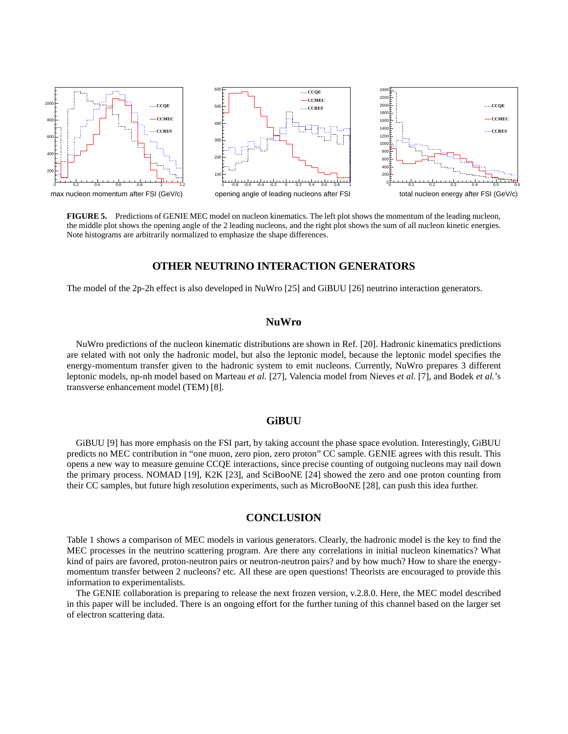**FIGURE 5.** Predictions of GENIE MEC model on nucleon kinematics. The left plot shows the momentum of the leading nucleon, the middle plot shows the opening angle of the 2 leading nucleons, and the right plot shows the sum of all nucleon kinetic energies. Note histograms are arbitrarily normalized to emphasize the shape differences.

## OTHER NEUTRINO INTERACTION GENERATORS

The model of the 2p-2h effect is also developed in NuWro [25] and GiBUU [26] neutrino interaction generators.

### NuWro

NuWro predictions of the nucleon kinematic distributions are shown in Ref. [20]. Hadronic kinematics predictions are related with not only the hadronic model, but also the leptonic model, because the leptonic model specifies the energy-momentum transfer given to the hadronic system to emit nucleons. Currently, NuWro prepares 3 different leptonic models, np-nh model based on Marteau *et al.* [27], Valencia model from Nieves *et al.* [7], and Bodek *et al.*'s transverse enhancement model (TEM) [8].

### GiBUU

GiBUU [9] has more emphasis on the FSI part, by taking account the phase space evolution. Interestingly, GiBUU predicts no MEC contribution in "one muon, zero pion, zero proton" CC sample. GENIE agrees with this result. This opens a new way to measure genuine CCQE interactions, since precise counting of outgoing nucleons may nail down the primary process. NOMAD [19], K2K [23], and SciBooNE [24] showed the zero and one proton counting from their CC samples, but future high resolution experiments, such as MicroBooNE [28], can push this idea further.

## CONCLUSION

Table 1 shows a comparison of MEC models in various generators. Clearly, the hadronic model is the key to find the MEC processes in the neutrino scattering program. Are there any correlations in initial nucleon kinematics? What kind of pairs are favored, proton-neutron pairs or neutron-neutron pairs? and by how much? How to share the energy-momentum transfer between 2 nucleons? etc. All these are open questions! Theorists are encouraged to provide this information to experimentalists.

The GENIE collaboration is preparing to release the next frozen version, v.2.8.0. Here, the MEC model described in this paper will be included. There is an ongoing effort for the further tuning of this channel based on the larger set of electron scattering data.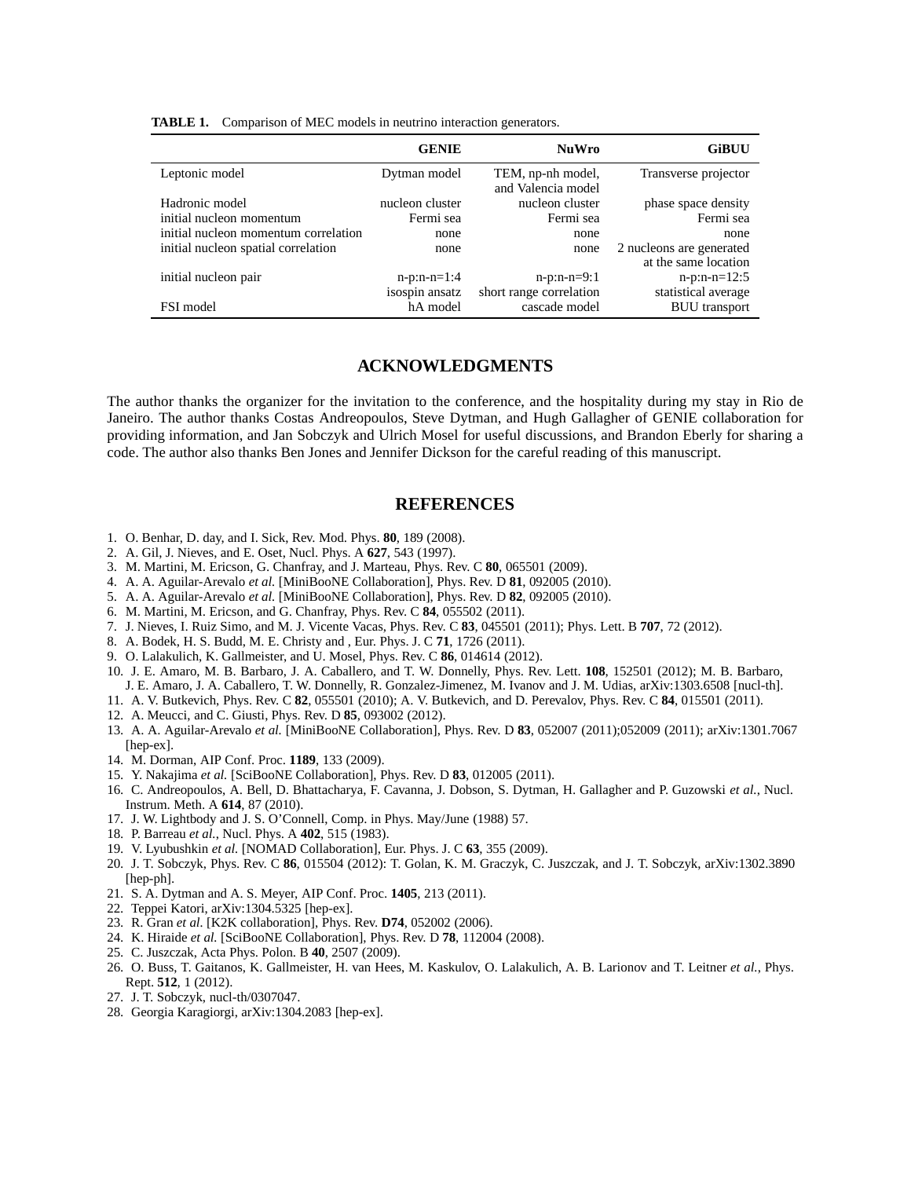**TABLE 1.** Comparison of MEC models in neutrino interaction generators.

| | GENIE | NuWro | GiBUU |
|---|---|---|---|
| Leptonic model | Dytman model | TEM, np-nh model, and Valencia model | Transverse projector |
| Hadronic model | nucleon cluster | nucleon cluster | phase space density |
| initial nucleon momentum | Fermi sea | Fermi sea | Fermi sea |
| initial nucleon momentum correlation | none | none | none |
| initial nucleon spatial correlation | none | none | 2 nucleons are generated at the same location |
| initial nucleon pair | n-p:n-n=1:4 isospin ansatz | n-p:n-n=9:1 short range correlation | n-p:n-n=12:5 statistical average |
| FSI model | hA model | cascade model | BUU transport |

## ACKNOWLEDGMENTS

The author thanks the organizer for the invitation to the conference, and the hospitality during my stay in Rio de Janeiro. The author thanks Costas Andreopoulos, Steve Dytman, and Hugh Gallagher of GENIE collaboration for providing information, and Jan Sobczyk and Ulrich Mosel for useful discussions, and Brandon Eberly for sharing a code. The author also thanks Ben Jones and Jennifer Dickson for the careful reading of this manuscript.

## REFERENCES

1. O. Benhar, D. day, and I. Sick, Rev. Mod. Phys. **80**, 189 (2008).
2. A. Gil, J. Nieves, and E. Oset, Nucl. Phys. A **627**, 543 (1997).
3. M. Martini, M. Ericson, G. Chanfray, and J. Marteau, Phys. Rev. C **80**, 065501 (2009).
4. A. A. Aguilar-Arevalo *et al.* [MiniBooNE Collaboration], Phys. Rev. D **81**, 092005 (2010).
5. A. A. Aguilar-Arevalo *et al.* [MiniBooNE Collaboration], Phys. Rev. D **82**, 092005 (2010).
6. M. Martini, M. Ericson, and G. Chanfray, Phys. Rev. C **84**, 055502 (2011).
7. J. Nieves, I. Ruiz Simo, and M. J. Vicente Vacas, Phys. Rev. C **83**, 045501 (2011); Phys. Lett. B **707**, 72 (2012).
8. A. Bodek, H. S. Budd, M. E. Christy and , Eur. Phys. J. C **71**, 1726 (2011).
9. O. Lalakulich, K. Gallmeister, and U. Mosel, Phys. Rev. C **86**, 014614 (2012).
10. J. E. Amaro, M. B. Barbaro, J. A. Caballero, and T. W. Donnelly, Phys. Rev. Lett. **108**, 152501 (2012); M. B. Barbaro, J. E. Amaro, J. A. Caballero, T. W. Donnelly, R. Gonzalez-Jimenez, M. Ivanov and J. M. Udias, arXiv:1303.6508 [nucl-th].
11. A. V. Butkevich, Phys. Rev. C **82**, 055501 (2010); A. V. Butkevich, and D. Perevalov, Phys. Rev. C **84**, 015501 (2011).
12. A. Meucci, and C. Giusti, Phys. Rev. D **85**, 093002 (2012).
13. A. A. Aguilar-Arevalo *et al.* [MiniBooNE Collaboration], Phys. Rev. D **83**, 052007 (2011);052009 (2011); arXiv:1301.7067 [hep-ex].
14. M. Dorman, AIP Conf. Proc. **1189**, 133 (2009).
15. Y. Nakajima *et al.* [SciBooNE Collaboration], Phys. Rev. D **83**, 012005 (2011).
16. C. Andreopoulos, A. Bell, D. Bhattacharya, F. Cavanna, J. Dobson, S. Dytman, H. Gallagher and P. Guzowski *et al.*, Nucl. Instrum. Meth. A **614**, 87 (2010).
17. J. W. Lightbody and J. S. O'Connell, Comp. in Phys. May/June (1988) 57.
18. P. Barreau *et al.*, Nucl. Phys. A **402**, 515 (1983).
19. V. Lyubushkin *et al.* [NOMAD Collaboration], Eur. Phys. J. C **63**, 355 (2009).
20. J. T. Sobczyk, Phys. Rev. C **86**, 015504 (2012): T. Golan, K. M. Graczyk, C. Juszczak, and J. T. Sobczyk, arXiv:1302.3890 [hep-ph].
21. S. A. Dytman and A. S. Meyer, AIP Conf. Proc. **1405**, 213 (2011).
22. Teppei Katori, arXiv:1304.5325 [hep-ex].
23. R. Gran *et al.* [K2K collaboration], Phys. Rev. **D74**, 052002 (2006).
24. K. Hiraide *et al.* [SciBooNE Collaboration], Phys. Rev. D **78**, 112004 (2008).
25. C. Juszczak, Acta Phys. Polon. B **40**, 2507 (2009).
26. O. Buss, T. Gaitanos, K. Gallmeister, H. van Hees, M. Kaskulov, O. Lalakulich, A. B. Larionov and T. Leitner *et al.*, Phys. Rept. **512**, 1 (2012).
27. J. T. Sobczyk, nucl-th/0307047.
28. Georgia Karagiorgi, arXiv:1304.2083 [hep-ex].